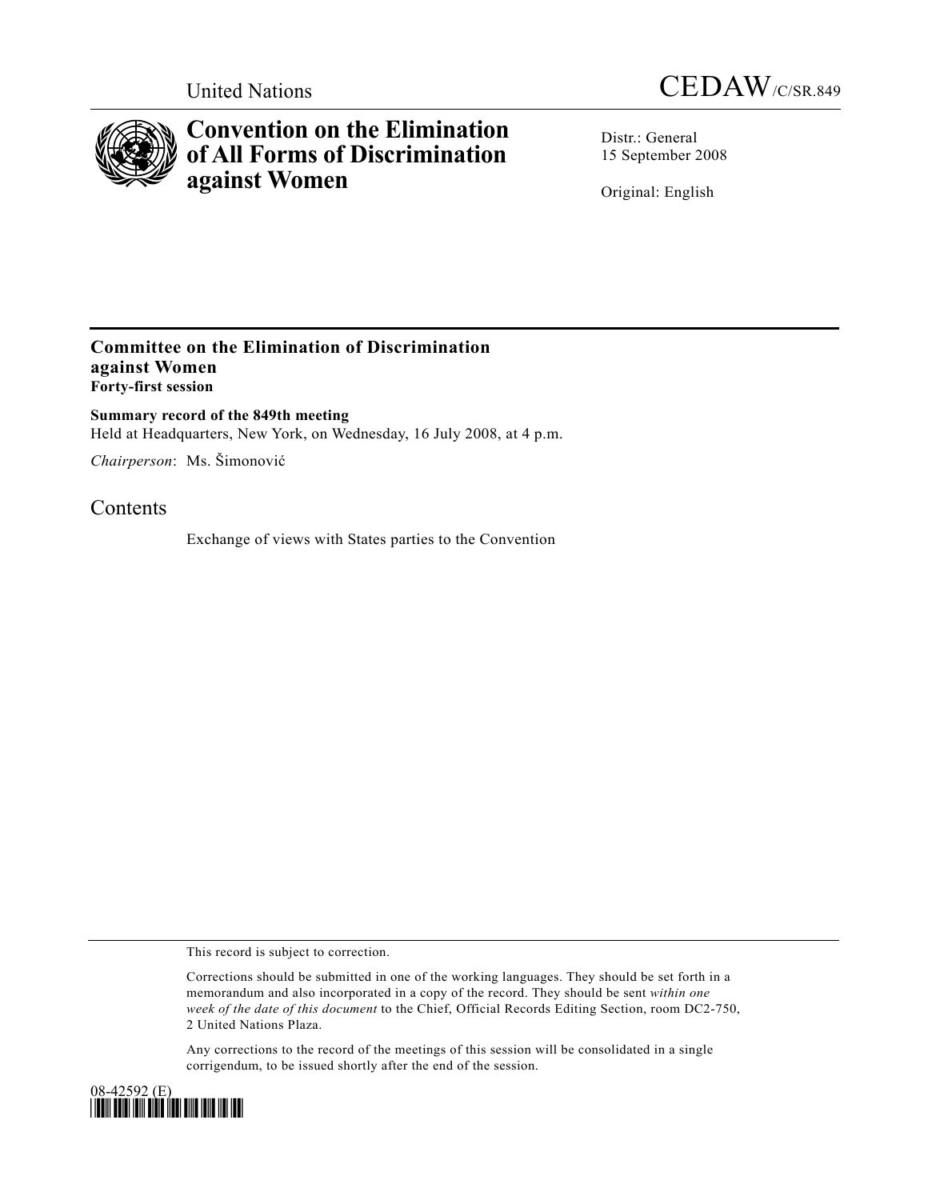United Nations

CEDAW/C/SR.849

# Convention on the Elimination of All Forms of Discrimination against Women

Distr.: General
15 September 2008

Original: English

## Committee on the Elimination of Discrimination against Women

**Forty-first session**

**Summary record of the 849th meeting**

Held at Headquarters, New York, on Wednesday, 16 July 2008, at 4 p.m.

*Chairperson*: Ms. Šimonović

## Contents

Exchange of views with States parties to the Convention

This record is subject to correction.

Corrections should be submitted in one of the working languages. They should be set forth in a memorandum and also incorporated in a copy of the record. They should be sent *within one week of the date of this document* to the Chief, Official Records Editing Section, room DC2-750, 2 United Nations Plaza.

Any corrections to the record of the meetings of this session will be consolidated in a single corrigendum, to be issued shortly after the end of the session.

08-42592 (E)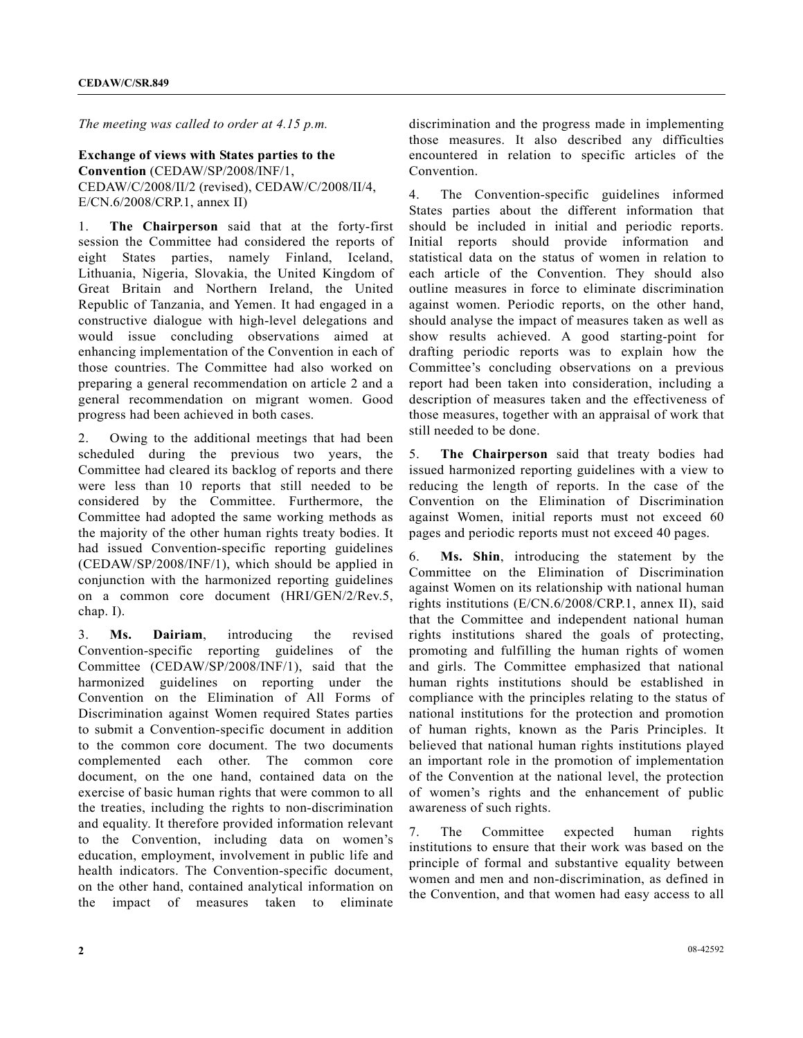*The meeting was called to order at 4.15 p.m.*

**Exchange of views with States parties to the Convention** (CEDAW/SP/2008/INF/1, CEDAW/C/2008/II/2 (revised), CEDAW/C/2008/II/4, E/CN.6/2008/CRP.1, annex II)

1. **The Chairperson** said that at the forty-first session the Committee had considered the reports of eight States parties, namely Finland, Iceland, Lithuania, Nigeria, Slovakia, the United Kingdom of Great Britain and Northern Ireland, the United Republic of Tanzania, and Yemen. It had engaged in a constructive dialogue with high-level delegations and would issue concluding observations aimed at enhancing implementation of the Convention in each of those countries. The Committee had also worked on preparing a general recommendation on article 2 and a general recommendation on migrant women. Good progress had been achieved in both cases.

2. Owing to the additional meetings that had been scheduled during the previous two years, the Committee had cleared its backlog of reports and there were less than 10 reports that still needed to be considered by the Committee. Furthermore, the Committee had adopted the same working methods as the majority of the other human rights treaty bodies. It had issued Convention-specific reporting guidelines (CEDAW/SP/2008/INF/1), which should be applied in conjunction with the harmonized reporting guidelines on a common core document (HRI/GEN/2/Rev.5, chap. I).

3. **Ms. Dairiam**, introducing the revised Convention-specific reporting guidelines of the Committee (CEDAW/SP/2008/INF/1), said that the harmonized guidelines on reporting under the Convention on the Elimination of All Forms of Discrimination against Women required States parties to submit a Convention-specific document in addition to the common core document. The two documents complemented each other. The common core document, on the one hand, contained data on the exercise of basic human rights that were common to all the treaties, including the rights to non-discrimination and equality. It therefore provided information relevant to the Convention, including data on women's education, employment, involvement in public life and health indicators. The Convention-specific document, on the other hand, contained analytical information on the impact of measures taken to eliminate discrimination and the progress made in implementing those measures. It also described any difficulties encountered in relation to specific articles of the Convention.

4. The Convention-specific guidelines informed States parties about the different information that should be included in initial and periodic reports. Initial reports should provide information and statistical data on the status of women in relation to each article of the Convention. They should also outline measures in force to eliminate discrimination against women. Periodic reports, on the other hand, should analyse the impact of measures taken as well as show results achieved. A good starting-point for drafting periodic reports was to explain how the Committee's concluding observations on a previous report had been taken into consideration, including a description of measures taken and the effectiveness of those measures, together with an appraisal of work that still needed to be done.

5. **The Chairperson** said that treaty bodies had issued harmonized reporting guidelines with a view to reducing the length of reports. In the case of the Convention on the Elimination of Discrimination against Women, initial reports must not exceed 60 pages and periodic reports must not exceed 40 pages.

6. **Ms. Shin**, introducing the statement by the Committee on the Elimination of Discrimination against Women on its relationship with national human rights institutions (E/CN.6/2008/CRP.1, annex II), said that the Committee and independent national human rights institutions shared the goals of protecting, promoting and fulfilling the human rights of women and girls. The Committee emphasized that national human rights institutions should be established in compliance with the principles relating to the status of national institutions for the protection and promotion of human rights, known as the Paris Principles. It believed that national human rights institutions played an important role in the promotion of implementation of the Convention at the national level, the protection of women's rights and the enhancement of public awareness of such rights.

7. The Committee expected human rights institutions to ensure that their work was based on the principle of formal and substantive equality between women and men and non-discrimination, as defined in the Convention, and that women had easy access to all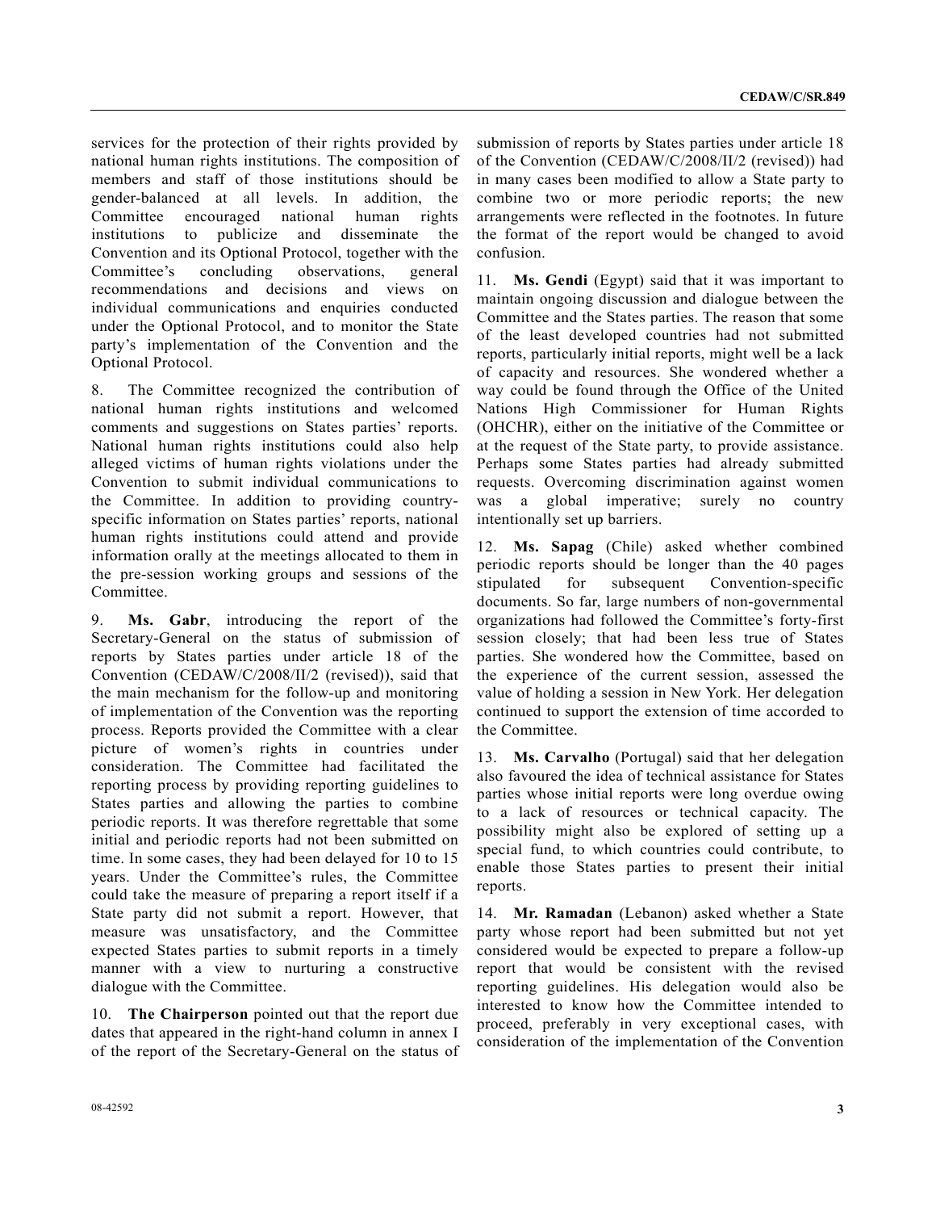services for the protection of their rights provided by national human rights institutions. The composition of members and staff of those institutions should be gender-balanced at all levels. In addition, the Committee encouraged national human rights institutions to publicize and disseminate the Convention and its Optional Protocol, together with the Committee's concluding observations, general recommendations and decisions and views on individual communications and enquiries conducted under the Optional Protocol, and to monitor the State party's implementation of the Convention and the Optional Protocol.

8. The Committee recognized the contribution of national human rights institutions and welcomed comments and suggestions on States parties' reports. National human rights institutions could also help alleged victims of human rights violations under the Convention to submit individual communications to the Committee. In addition to providing country-specific information on States parties' reports, national human rights institutions could attend and provide information orally at the meetings allocated to them in the pre-session working groups and sessions of the Committee.

9. **Ms. Gabr**, introducing the report of the Secretary-General on the status of submission of reports by States parties under article 18 of the Convention (CEDAW/C/2008/II/2 (revised)), said that the main mechanism for the follow-up and monitoring of implementation of the Convention was the reporting process. Reports provided the Committee with a clear picture of women's rights in countries under consideration. The Committee had facilitated the reporting process by providing reporting guidelines to States parties and allowing the parties to combine periodic reports. It was therefore regrettable that some initial and periodic reports had not been submitted on time. In some cases, they had been delayed for 10 to 15 years. Under the Committee's rules, the Committee could take the measure of preparing a report itself if a State party did not submit a report. However, that measure was unsatisfactory, and the Committee expected States parties to submit reports in a timely manner with a view to nurturing a constructive dialogue with the Committee.

10. **The Chairperson** pointed out that the report due dates that appeared in the right-hand column in annex I of the report of the Secretary-General on the status of submission of reports by States parties under article 18 of the Convention (CEDAW/C/2008/II/2 (revised)) had in many cases been modified to allow a State party to combine two or more periodic reports; the new arrangements were reflected in the footnotes. In future the format of the report would be changed to avoid confusion.

11. **Ms. Gendi** (Egypt) said that it was important to maintain ongoing discussion and dialogue between the Committee and the States parties. The reason that some of the least developed countries had not submitted reports, particularly initial reports, might well be a lack of capacity and resources. She wondered whether a way could be found through the Office of the United Nations High Commissioner for Human Rights (OHCHR), either on the initiative of the Committee or at the request of the State party, to provide assistance. Perhaps some States parties had already submitted requests. Overcoming discrimination against women was a global imperative; surely no country intentionally set up barriers.

12. **Ms. Sapag** (Chile) asked whether combined periodic reports should be longer than the 40 pages stipulated for subsequent Convention-specific documents. So far, large numbers of non-governmental organizations had followed the Committee's forty-first session closely; that had been less true of States parties. She wondered how the Committee, based on the experience of the current session, assessed the value of holding a session in New York. Her delegation continued to support the extension of time accorded to the Committee.

13. **Ms. Carvalho** (Portugal) said that her delegation also favoured the idea of technical assistance for States parties whose initial reports were long overdue owing to a lack of resources or technical capacity. The possibility might also be explored of setting up a special fund, to which countries could contribute, to enable those States parties to present their initial reports.

14. **Mr. Ramadan** (Lebanon) asked whether a State party whose report had been submitted but not yet considered would be expected to prepare a follow-up report that would be consistent with the revised reporting guidelines. His delegation would also be interested to know how the Committee intended to proceed, preferably in very exceptional cases, with consideration of the implementation of the Convention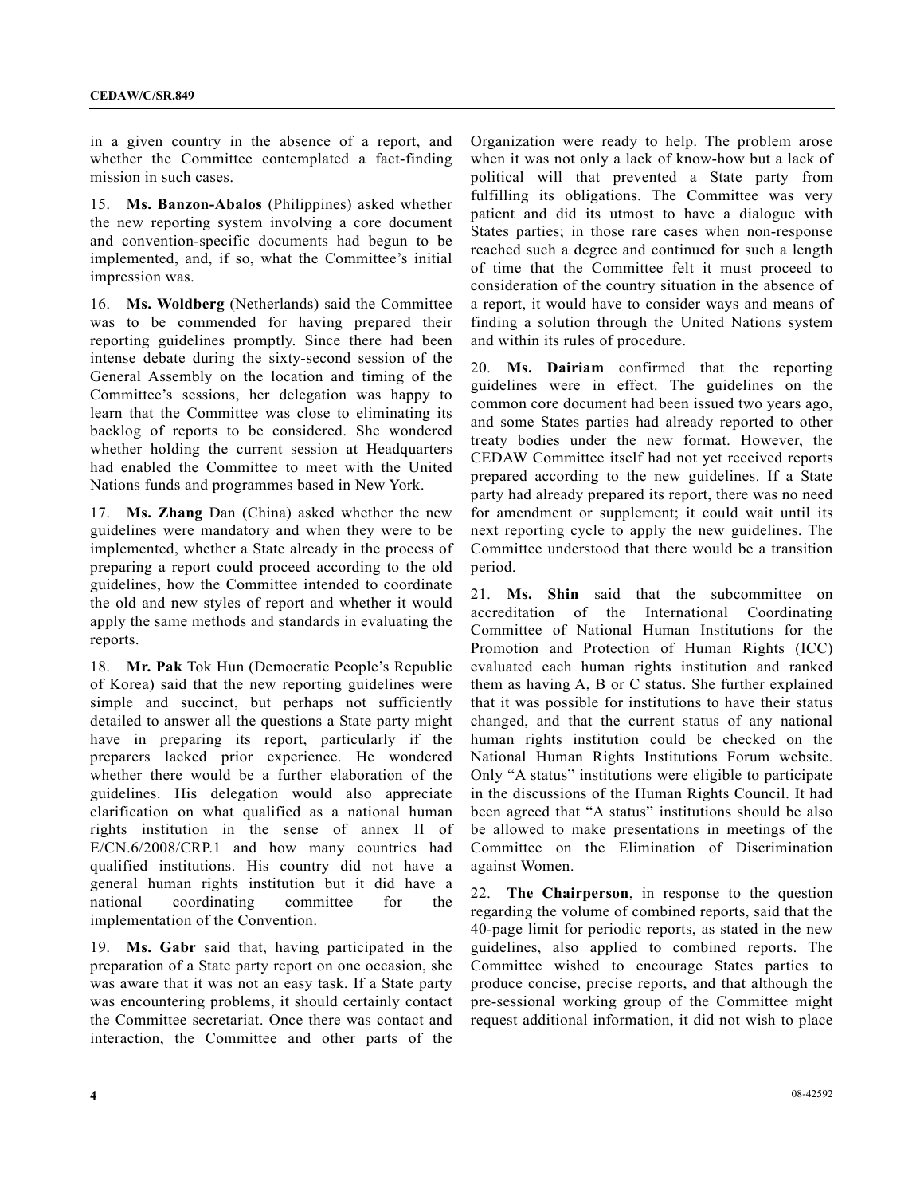in a given country in the absence of a report, and whether the Committee contemplated a fact-finding mission in such cases.

15. **Ms. Banzon-Abalos** (Philippines) asked whether the new reporting system involving a core document and convention-specific documents had begun to be implemented, and, if so, what the Committee's initial impression was.

16. **Ms. Woldberg** (Netherlands) said the Committee was to be commended for having prepared their reporting guidelines promptly. Since there had been intense debate during the sixty-second session of the General Assembly on the location and timing of the Committee's sessions, her delegation was happy to learn that the Committee was close to eliminating its backlog of reports to be considered. She wondered whether holding the current session at Headquarters had enabled the Committee to meet with the United Nations funds and programmes based in New York.

17. **Ms. Zhang** Dan (China) asked whether the new guidelines were mandatory and when they were to be implemented, whether a State already in the process of preparing a report could proceed according to the old guidelines, how the Committee intended to coordinate the old and new styles of report and whether it would apply the same methods and standards in evaluating the reports.

18. **Mr. Pak** Tok Hun (Democratic People's Republic of Korea) said that the new reporting guidelines were simple and succinct, but perhaps not sufficiently detailed to answer all the questions a State party might have in preparing its report, particularly if the preparers lacked prior experience. He wondered whether there would be a further elaboration of the guidelines. His delegation would also appreciate clarification on what qualified as a national human rights institution in the sense of annex II of E/CN.6/2008/CRP.1 and how many countries had qualified institutions. His country did not have a general human rights institution but it did have a national coordinating committee for the implementation of the Convention.

19. **Ms. Gabr** said that, having participated in the preparation of a State party report on one occasion, she was aware that it was not an easy task. If a State party was encountering problems, it should certainly contact the Committee secretariat. Once there was contact and interaction, the Committee and other parts of the Organization were ready to help. The problem arose when it was not only a lack of know-how but a lack of political will that prevented a State party from fulfilling its obligations. The Committee was very patient and did its utmost to have a dialogue with States parties; in those rare cases when non-response reached such a degree and continued for such a length of time that the Committee felt it must proceed to consideration of the country situation in the absence of a report, it would have to consider ways and means of finding a solution through the United Nations system and within its rules of procedure.

20. **Ms. Dairiam** confirmed that the reporting guidelines were in effect. The guidelines on the common core document had been issued two years ago, and some States parties had already reported to other treaty bodies under the new format. However, the CEDAW Committee itself had not yet received reports prepared according to the new guidelines. If a State party had already prepared its report, there was no need for amendment or supplement; it could wait until its next reporting cycle to apply the new guidelines. The Committee understood that there would be a transition period.

21. **Ms. Shin** said that the subcommittee on accreditation of the International Coordinating Committee of National Human Institutions for the Promotion and Protection of Human Rights (ICC) evaluated each human rights institution and ranked them as having A, B or C status. She further explained that it was possible for institutions to have their status changed, and that the current status of any national human rights institution could be checked on the National Human Rights Institutions Forum website. Only "A status" institutions were eligible to participate in the discussions of the Human Rights Council. It had been agreed that "A status" institutions should be also be allowed to make presentations in meetings of the Committee on the Elimination of Discrimination against Women.

22. **The Chairperson**, in response to the question regarding the volume of combined reports, said that the 40-page limit for periodic reports, as stated in the new guidelines, also applied to combined reports. The Committee wished to encourage States parties to produce concise, precise reports, and that although the pre-sessional working group of the Committee might request additional information, it did not wish to place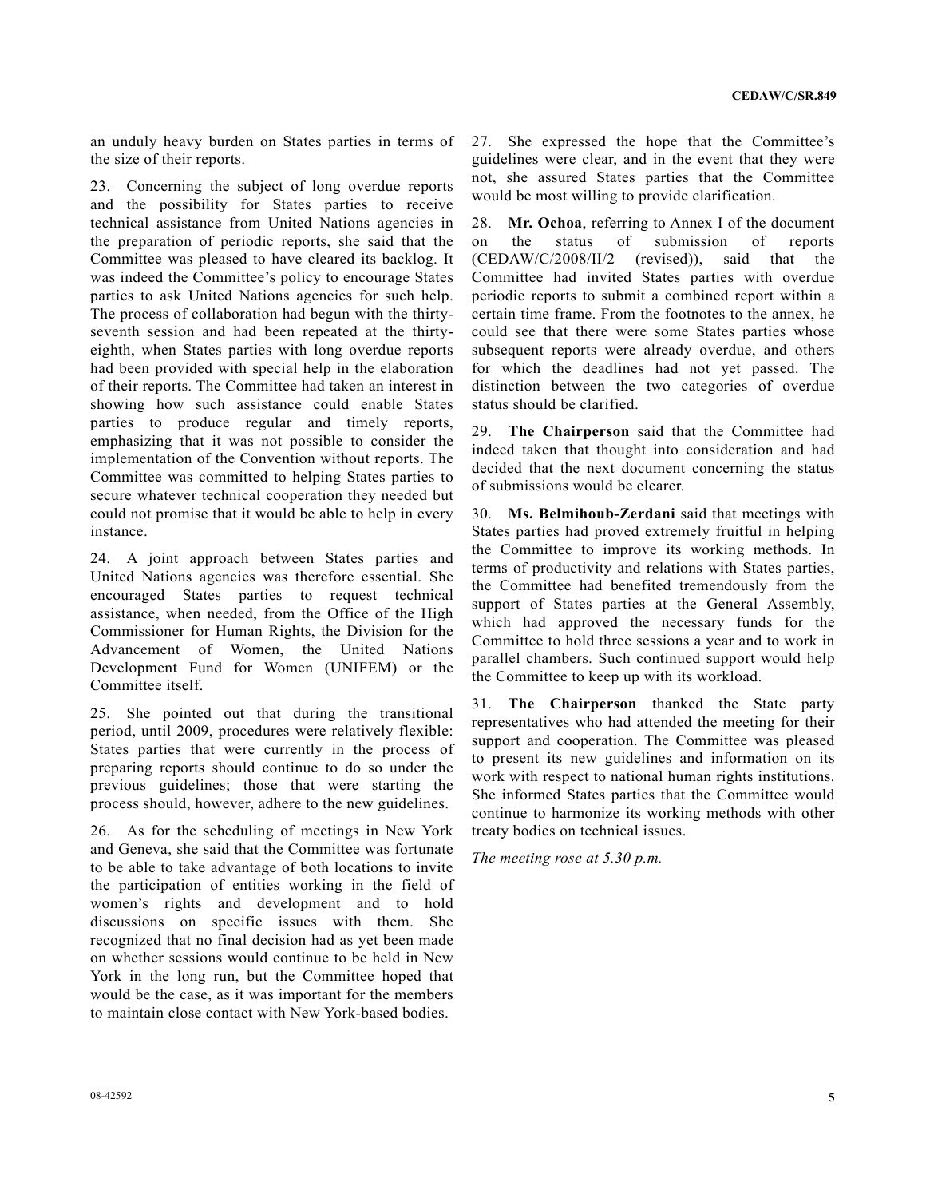an unduly heavy burden on States parties in terms of the size of their reports.

23. Concerning the subject of long overdue reports and the possibility for States parties to receive technical assistance from United Nations agencies in the preparation of periodic reports, she said that the Committee was pleased to have cleared its backlog. It was indeed the Committee's policy to encourage States parties to ask United Nations agencies for such help. The process of collaboration had begun with the thirty-seventh session and had been repeated at the thirty-eighth, when States parties with long overdue reports had been provided with special help in the elaboration of their reports. The Committee had taken an interest in showing how such assistance could enable States parties to produce regular and timely reports, emphasizing that it was not possible to consider the implementation of the Convention without reports. The Committee was committed to helping States parties to secure whatever technical cooperation they needed but could not promise that it would be able to help in every instance.

24. A joint approach between States parties and United Nations agencies was therefore essential. She encouraged States parties to request technical assistance, when needed, from the Office of the High Commissioner for Human Rights, the Division for the Advancement of Women, the United Nations Development Fund for Women (UNIFEM) or the Committee itself.

25. She pointed out that during the transitional period, until 2009, procedures were relatively flexible: States parties that were currently in the process of preparing reports should continue to do so under the previous guidelines; those that were starting the process should, however, adhere to the new guidelines.

26. As for the scheduling of meetings in New York and Geneva, she said that the Committee was fortunate to be able to take advantage of both locations to invite the participation of entities working in the field of women's rights and development and to hold discussions on specific issues with them. She recognized that no final decision had as yet been made on whether sessions would continue to be held in New York in the long run, but the Committee hoped that would be the case, as it was important for the members to maintain close contact with New York-based bodies.

27. She expressed the hope that the Committee's guidelines were clear, and in the event that they were not, she assured States parties that the Committee would be most willing to provide clarification.

28. **Mr. Ochoa**, referring to Annex I of the document on the status of submission of reports (CEDAW/C/2008/II/2 (revised)), said that the Committee had invited States parties with overdue periodic reports to submit a combined report within a certain time frame. From the footnotes to the annex, he could see that there were some States parties whose subsequent reports were already overdue, and others for which the deadlines had not yet passed. The distinction between the two categories of overdue status should be clarified.

29. **The Chairperson** said that the Committee had indeed taken that thought into consideration and had decided that the next document concerning the status of submissions would be clearer.

30. **Ms. Belmihoub-Zerdani** said that meetings with States parties had proved extremely fruitful in helping the Committee to improve its working methods. In terms of productivity and relations with States parties, the Committee had benefited tremendously from the support of States parties at the General Assembly, which had approved the necessary funds for the Committee to hold three sessions a year and to work in parallel chambers. Such continued support would help the Committee to keep up with its workload.

31. **The Chairperson** thanked the State party representatives who had attended the meeting for their support and cooperation. The Committee was pleased to present its new guidelines and information on its work with respect to national human rights institutions. She informed States parties that the Committee would continue to harmonize its working methods with other treaty bodies on technical issues.

*The meeting rose at 5.30 p.m.*